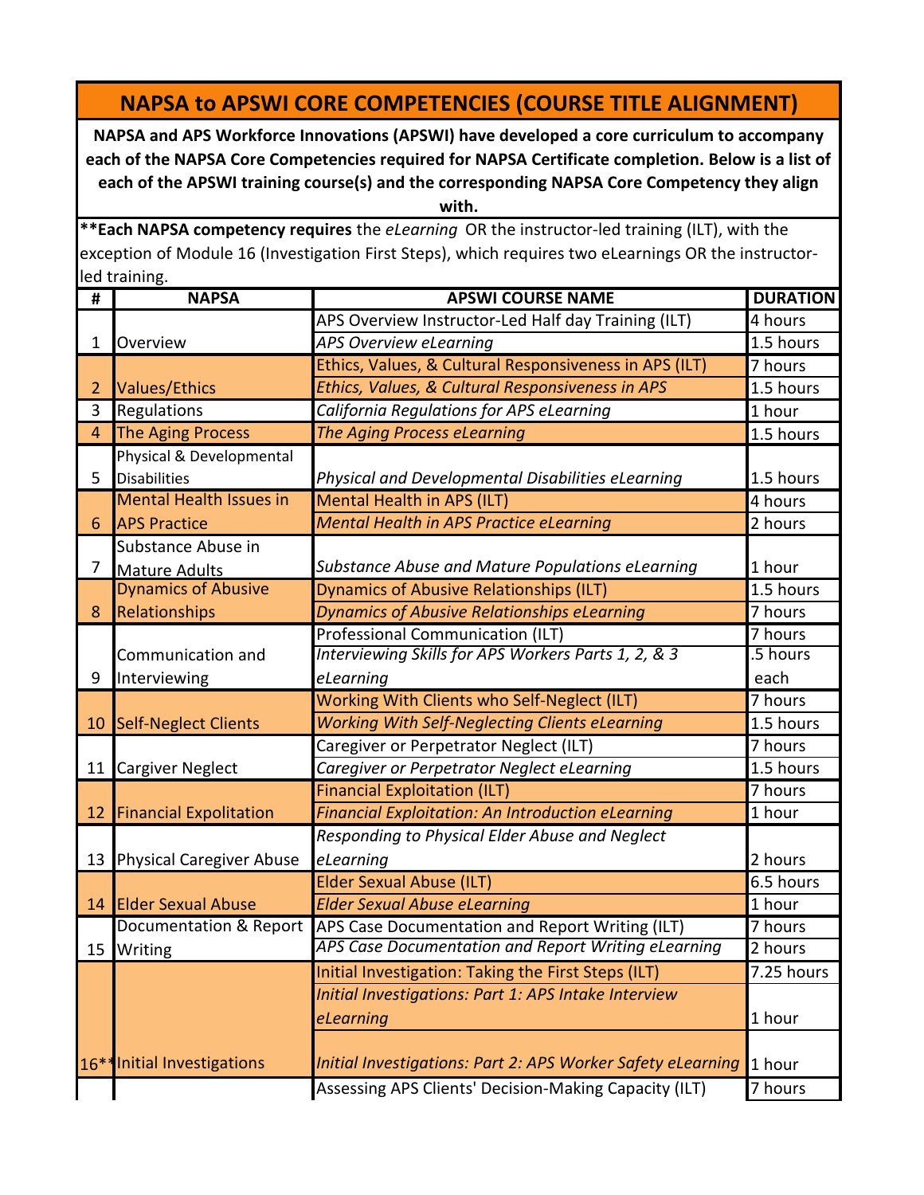# NAPSA to APSWI CORE COMPETENCIES (COURSE TITLE ALIGNMENT)

**NAPSA and APS Workforce Innovations (APSWI) have developed a core curriculum to accompany each of the NAPSA Core Competencies required for NAPSA Certificate completion. Below is a list of each of the APSWI training course(s) and the corresponding NAPSA Core Competency they align with.**

****Each NAPSA competency requires** the *eLearning* OR the instructor-led training (ILT), with the exception of Module 16 (Investigation First Steps), which requires two eLearnings OR the instructor-led training.

| # | NAPSA | APSWI COURSE NAME | DURATION |
|---|---|---|---|
| 1 | Overview | APS Overview Instructor-Led Half day Training (ILT) | 4 hours |
| | | *APS Overview eLearning* | 1.5 hours |
| 2 | Values/Ethics | Ethics, Values, & Cultural Responsiveness in APS (ILT) | 7 hours |
| | | *Ethics, Values, & Cultural Responsiveness in APS* | 1.5 hours |
| 3 | Regulations | *California Regulations for APS eLearning* | 1 hour |
| 4 | The Aging Process | *The Aging Process eLearning* | 1.5 hours |
| 5 | Physical & Developmental Disabilities | *Physical and Developmental Disabilities eLearning* | 1.5 hours |
| 6 | Mental Health Issues in APS Practice | Mental Health in APS (ILT) | 4 hours |
| | | *Mental Health in APS Practice eLearning* | 2 hours |
| 7 | Substance Abuse in Mature Adults | *Substance Abuse and Mature Populations eLearning* | 1 hour |
| 8 | Dynamics of Abusive Relationships | Dynamics of Abusive Relationships (ILT) | 1.5 hours |
| | | *Dynamics of Abusive Relationships eLearning* | 7 hours |
| 9 | Communication and Interviewing | Professional Communication (ILT) | 7 hours |
| | | *Interviewing Skills for APS Workers Parts 1, 2, & 3 eLearning* | .5 hours each |
| 10 | Self-Neglect Clients | Working With Clients who Self-Neglect (ILT) | 7 hours |
| | | *Working With Self-Neglecting Clients eLearning* | 1.5 hours |
| 11 | Cargiver Neglect | Caregiver or Perpetrator Neglect (ILT) | 7 hours |
| | | *Caregiver or Perpetrator Neglect eLearning* | 1.5 hours |
| 12 | Financial Expolitation | Financial Exploitation (ILT) | 7 hours |
| | | *Financial Exploitation: An Introduction eLearning* | 1 hour |
| 13 | Physical Caregiver Abuse | *Responding to Physical Elder Abuse and Neglect eLearning* | 2 hours |
| 14 | Elder Sexual Abuse | Elder Sexual Abuse (ILT) | 6.5 hours |
| | | *Elder Sexual Abuse eLearning* | 1 hour |
| 15 | Documentation & Report Writing | APS Case Documentation and Report Writing (ILT) | 7 hours |
| | | *APS Case Documentation and Report Writing eLearning* | 2 hours |
| 16** | Initial Investigations | Initial Investigation: Taking the First Steps (ILT) | 7.25 hours |
| | | *Initial Investigations: Part 1: APS Intake Interview eLearning* | 1 hour |
| | | *Initial Investigations: Part 2: APS Worker Safety eLearning* | 1 hour |
| | | Assessing APS Clients' Decision-Making Capacity (ILT) | 7 hours |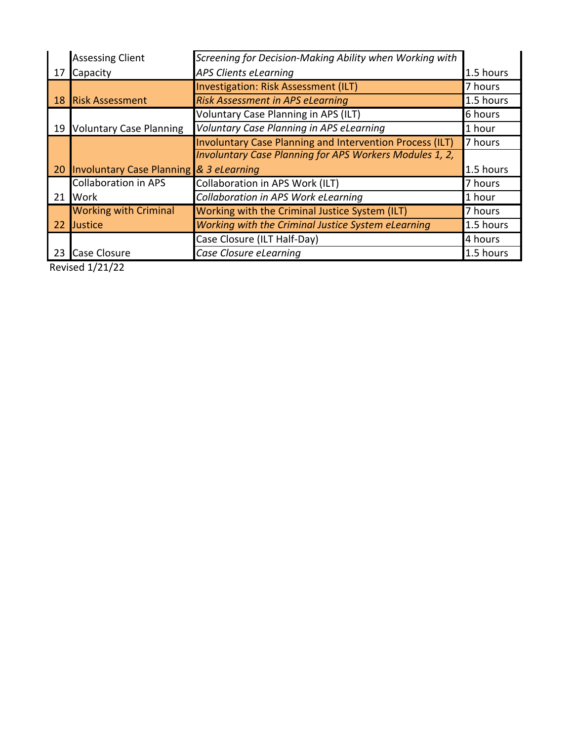| | | | |
|---|---|---|---|
| 17 | Assessing Client Capacity | *Screening for Decision-Making Ability when Working with APS Clients eLearning* | 1.5 hours |
| 18 | Risk Assessment | Investigation: Risk Assessment (ILT) | 7 hours |
| | | *Risk Assessment in APS eLearning* | 1.5 hours |
| 19 | Voluntary Case Planning | Voluntary Case Planning in APS (ILT) | 6 hours |
| | | *Voluntary Case Planning in APS eLearning* | 1 hour |
| 20 | Involuntary Case Planning | Involuntary Case Planning and Intervention Process (ILT) | 7 hours |
| | | *Involuntary Case Planning for APS Workers Modules 1, 2, & 3 eLearning* | 1.5 hours |
| 21 | Collaboration in APS Work | Collaboration in APS Work (ILT) | 7 hours |
| | | *Collaboration in APS Work eLearning* | 1 hour |
| 22 | Working with Criminal Justice | Working with the Criminal Justice System (ILT) | 7 hours |
| | | *Working with the Criminal Justice System eLearning* | 1.5 hours |
| 23 | Case Closure | Case Closure (ILT Half-Day) | 4 hours |
| | | *Case Closure eLearning* | 1.5 hours |

Revised 1/21/22